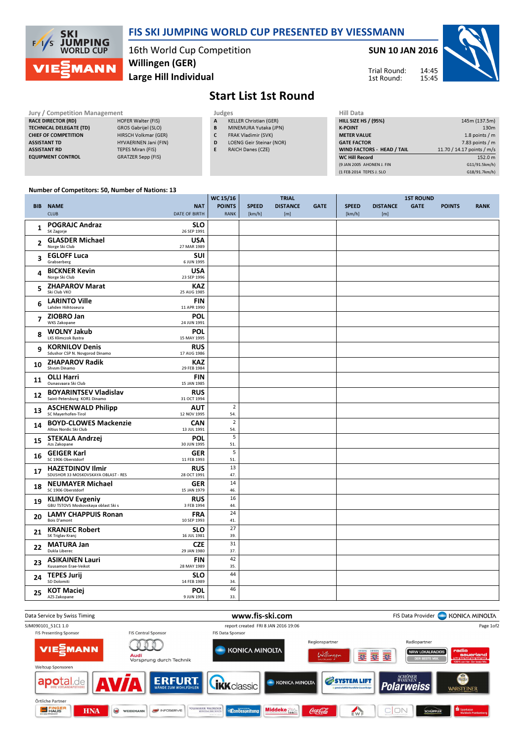# FIS SKI JUMPING WORLD CUP PRESENTED BY VIESSMANN

16th World Cup Competition
**Willingen (GER)**
**Large Hill Individual**

**SUN 10 JAN 2016**

Trial Round: 14:45
1st Round: 15:45

## Start List 1st Round

| Jury / Competition Management | |
|---|---|
| RACE DIRECTOR (RD) | HOFER Walter (FIS) |
| TECHNICAL DELEGATE (TD) | GROS Gabrijel (SLO) |
| CHIEF OF COMPETITION | HIRSCH Volkmar (GER) |
| ASSISTANT TD | HYVAERINEN Jani (FIN) |
| ASSISTANT RD | TEPES Miran (FIS) |
| EQUIPMENT CONTROL | GRATZER Sepp (FIS) |

| Judges | |
|---|---|
| A | KELLER Christian (GER) |
| B | MINEMURA Yutaka (JPN) |
| C | FRAK Vladimir (SVK) |
| D | LOENG Geir Steinar (NOR) |
| E | RAICH Danes (CZE) |

| Hill Data | |
|---|---|
| HILL SIZE HS / (95%) | 145m (137.5m) |
| K-POINT | 130m |
| METER VALUE | 1.8 points / m |
| GATE FACTOR | 7.83 points / m |
| WIND FACTORS - HEAD / TAIL | 11.70 / 14.17 points / m/s |
| WC Hill Record | 152.0 m |
| (9 JAN 2005 AHONEN J. FIN | G11/91.5km/h) |
| (1 FEB 2014 TEPES J. SLO | G18/91.7km/h) |

Number of Competitors: 50, Number of Nations: 13

| BIB | NAME / CLUB | NAT / DATE OF BIRTH | WC 15/16 POINTS / RANK | TRIAL SPEED [km/h] | TRIAL DISTANCE [m] | TRIAL GATE | 1ST ROUND SPEED [km/h] | 1ST ROUND DISTANCE [m] | 1ST ROUND GATE | POINTS | RANK |
|---|---|---|---|---|---|---|---|---|---|---|---|
| 1 | **POGRAJC Andraz** SK Zagorje | SLO 26 SEP 1991 | | | | | | | | | |
| 2 | **GLASDER Michael** Norge Ski Club | USA 27 MAR 1989 | | | | | | | | | |
| 3 | **EGLOFF Luca** Grabserberg | SUI 6 JUN 1995 | | | | | | | | | |
| 4 | **BICKNER Kevin** Norge Ski Club | USA 23 SEP 1996 | | | | | | | | | |
| 5 | **ZHAPAROV Marat** Ski Club VKO | KAZ 25 AUG 1985 | | | | | | | | | |
| 6 | **LARINTO Ville** Lahden Hiihtoseura | FIN 11 APR 1990 | | | | | | | | | |
| 7 | **ZIOBRO Jan** WKS Zakopane | POL 24 JUN 1991 | | | | | | | | | |
| 8 | **WOLNY Jakub** LKS Klimczok Bystra | POL 15 MAY 1995 | | | | | | | | | |
| 9 | **KORNILOV Denis** Sdushor CSP N. Novgorod Dinamo | RUS 17 AUG 1986 | | | | | | | | | |
| 10 | **ZHAPAROV Radik** Shvsm Dinamo | KAZ 29 FEB 1984 | | | | | | | | | |
| 11 | **OLLI Harri** Ounasvaara Ski Club | FIN 15 JAN 1985 | | | | | | | | | |
| 12 | **BOYARINTSEV Vladislav** Saint-Petersburg KOR1 Dinamo | RUS 31 OCT 1994 | | | | | | | | | |
| 13 | **ASCHENWALD Philipp** SC Mayerhofen-Tirol | AUT 12 NOV 1995 | 2 / 54. | | | | | | | | |
| 14 | **BOYD-CLOWES Mackenzie** Altius Nordic Ski Club | CAN 13 JUL 1991 | 2 / 54. | | | | | | | | |
| 15 | **STEKALA Andrzej** Azs Zakopane | POL 30 JUN 1995 | 5 / 51. | | | | | | | | |
| 16 | **GEIGER Karl** SC 1906 Oberstdorf | GER 11 FEB 1993 | 5 / 51. | | | | | | | | |
| 17 | **HAZETDINOV Ilmir** SDUSHOR 33 MOSKOVSKAYA OBLAST - RES | RUS 28 OCT 1991 | 13 / 47. | | | | | | | | |
| 18 | **NEUMAYER Michael** SC 1906 Oberstdorf | GER 15 JAN 1979 | 14 / 46. | | | | | | | | |
| 19 | **KLIMOV Evgeniy** GBU TSTOVS Moskovskaya oblast Ski s | RUS 3 FEB 1994 | 16 / 44. | | | | | | | | |
| 20 | **LAMY CHAPPUIS Ronan** Bois D'amont | FRA 10 SEP 1993 | 24 / 41. | | | | | | | | |
| 21 | **KRANJEC Robert** SK Triglav Kranj | SLO 16 JUL 1981 | 27 / 39. | | | | | | | | |
| 22 | **MATURA Jan** Dukla Liberec | CZE 29 JAN 1980 | 31 / 37. | | | | | | | | |
| 23 | **ASIKAINEN Lauri** Kuusamon Erae-Veikot | FIN 28 MAY 1989 | 42 / 35. | | | | | | | | |
| 24 | **TEPES Jurij** SD Dolomiti | SLO 14 FEB 1989 | 44 / 34. | | | | | | | | |
| 25 | **KOT Maciej** AZS Zakopane | POL 9 JUN 1991 | 46 / 33. | | | | | | | | |

Data Service by Swiss Timing | www.fis-ski.com | FIS Data Provider KONICA MINOLTA

SJM090101_51C1 1.0 | report created FRI 8 JAN 2016 19:06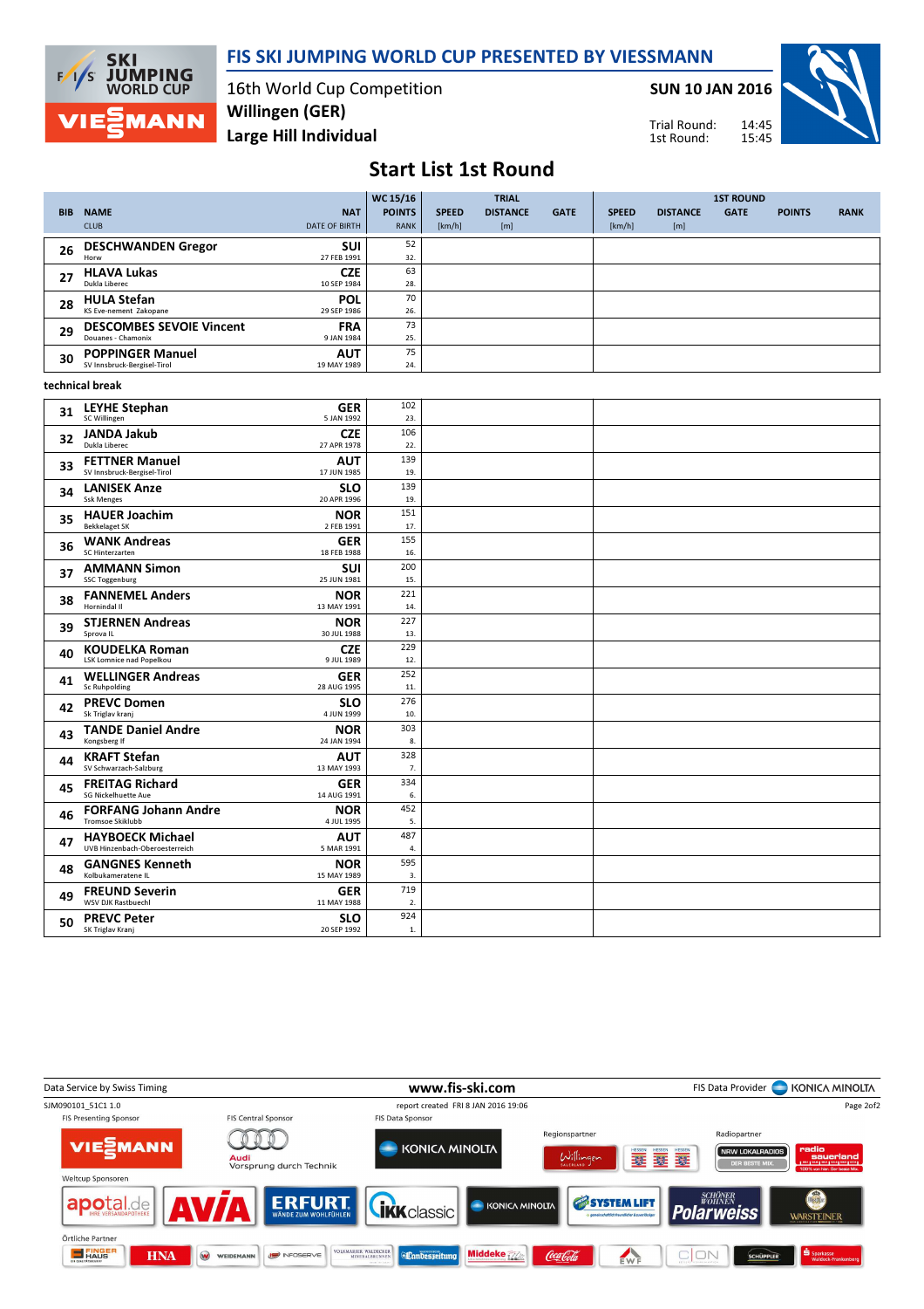# FIS SKI JUMPING WORLD CUP PRESENTED BY VIESSMANN

16th World Cup Competition
Willingen (GER)
Large Hill Individual

SUN 10 JAN 2016

Trial Round: 14:45
1st Round: 15:45

## Start List 1st Round

| BIB | NAME / CLUB | NAT / DATE OF BIRTH | WC 15/16 POINTS / RANK | TRIAL SPEED [km/h] | TRIAL DISTANCE [m] | TRIAL GATE | 1ST ROUND SPEED [km/h] | 1ST ROUND DISTANCE [m] | 1ST ROUND GATE | POINTS | RANK |
|---|---|---|---|---|---|---|---|---|---|---|---|
| 26 | DESCHWANDEN Gregor<br>Horw | SUI<br>27 FEB 1991 | 52<br>32. | | | | | | | | |
| 27 | HLAVA Lukas<br>Dukla Liberec | CZE<br>10 SEP 1984 | 63<br>28. | | | | | | | | |
| 28 | HULA Stefan<br>KS Eve-nement Zakopane | POL<br>29 SEP 1986 | 70<br>26. | | | | | | | | |
| 29 | DESCOMBES SEVOIE Vincent<br>Douanes - Chamonix | FRA<br>9 JAN 1984 | 73<br>25. | | | | | | | | |
| 30 | POPPINGER Manuel<br>SV Innsbruck-Bergisel-Tirol | AUT<br>19 MAY 1989 | 75<br>24. | | | | | | | | |
| technical break | | | | | | | | | | | |
| 31 | LEYHE Stephan<br>SC Willingen | GER<br>5 JAN 1992 | 102<br>23. | | | | | | | | |
| 32 | JANDA Jakub<br>Dukla Liberec | CZE<br>27 APR 1978 | 106<br>22. | | | | | | | | |
| 33 | FETTNER Manuel<br>SV Innsbruck-Bergisel-Tirol | AUT<br>17 JUN 1985 | 139<br>19. | | | | | | | | |
| 34 | LANISEK Anze<br>Ssk Menges | SLO<br>20 APR 1996 | 139<br>19. | | | | | | | | |
| 35 | HAUER Joachim<br>Bekkelaget SK | NOR<br>2 FEB 1991 | 151<br>17. | | | | | | | | |
| 36 | WANK Andreas<br>SC Hinterzarten | GER<br>18 FEB 1988 | 155<br>16. | | | | | | | | |
| 37 | AMMANN Simon<br>SSC Toggenburg | SUI<br>25 JUN 1981 | 200<br>15. | | | | | | | | |
| 38 | FANNEMEL Anders<br>Hornindal Il | NOR<br>13 MAY 1991 | 221<br>14. | | | | | | | | |
| 39 | STJERNEN Andreas<br>Sprova IL | NOR<br>30 JUL 1988 | 227<br>13. | | | | | | | | |
| 40 | KOUDELKA Roman<br>LSK Lomnice nad Popelkou | CZE<br>9 JUL 1989 | 229<br>12. | | | | | | | | |
| 41 | WELLINGER Andreas<br>Sc Ruhpolding | GER<br>28 AUG 1995 | 252<br>11. | | | | | | | | |
| 42 | PREVC Domen<br>Sk Triglav kranj | SLO<br>4 JUN 1999 | 276<br>10. | | | | | | | | |
| 43 | TANDE Daniel Andre<br>Kongsberg If | NOR<br>24 JAN 1994 | 303<br>8. | | | | | | | | |
| 44 | KRAFT Stefan<br>SV Schwarzach-Salzburg | AUT<br>13 MAY 1993 | 328<br>7. | | | | | | | | |
| 45 | FREITAG Richard<br>SG Nickelhuette Aue | GER<br>14 AUG 1991 | 334<br>6. | | | | | | | | |
| 46 | FORFANG Johann Andre<br>Tromsoe Skiklubb | NOR<br>4 JUL 1995 | 452<br>5. | | | | | | | | |
| 47 | HAYBOECK Michael<br>UVB Hinzenbach-Oberoesterreich | AUT<br>5 MAR 1991 | 487<br>4. | | | | | | | | |
| 48 | GANGNES Kenneth<br>Kolbukameratene IL | NOR<br>15 MAY 1989 | 595<br>3. | | | | | | | | |
| 49 | FREUND Severin<br>WSV DJK Rastbuechl | GER<br>11 MAY 1988 | 719<br>2. | | | | | | | | |
| 50 | PREVC Peter<br>SK Triglav Kranj | SLO<br>20 SEP 1992 | 924<br>1. | | | | | | | | |

Data Service by Swiss Timing — www.fis-ski.com — FIS Data Provider KONICA MINOLTA

SJM090101_51C1 1.0 — report created FRI 8 JAN 2016 19:06